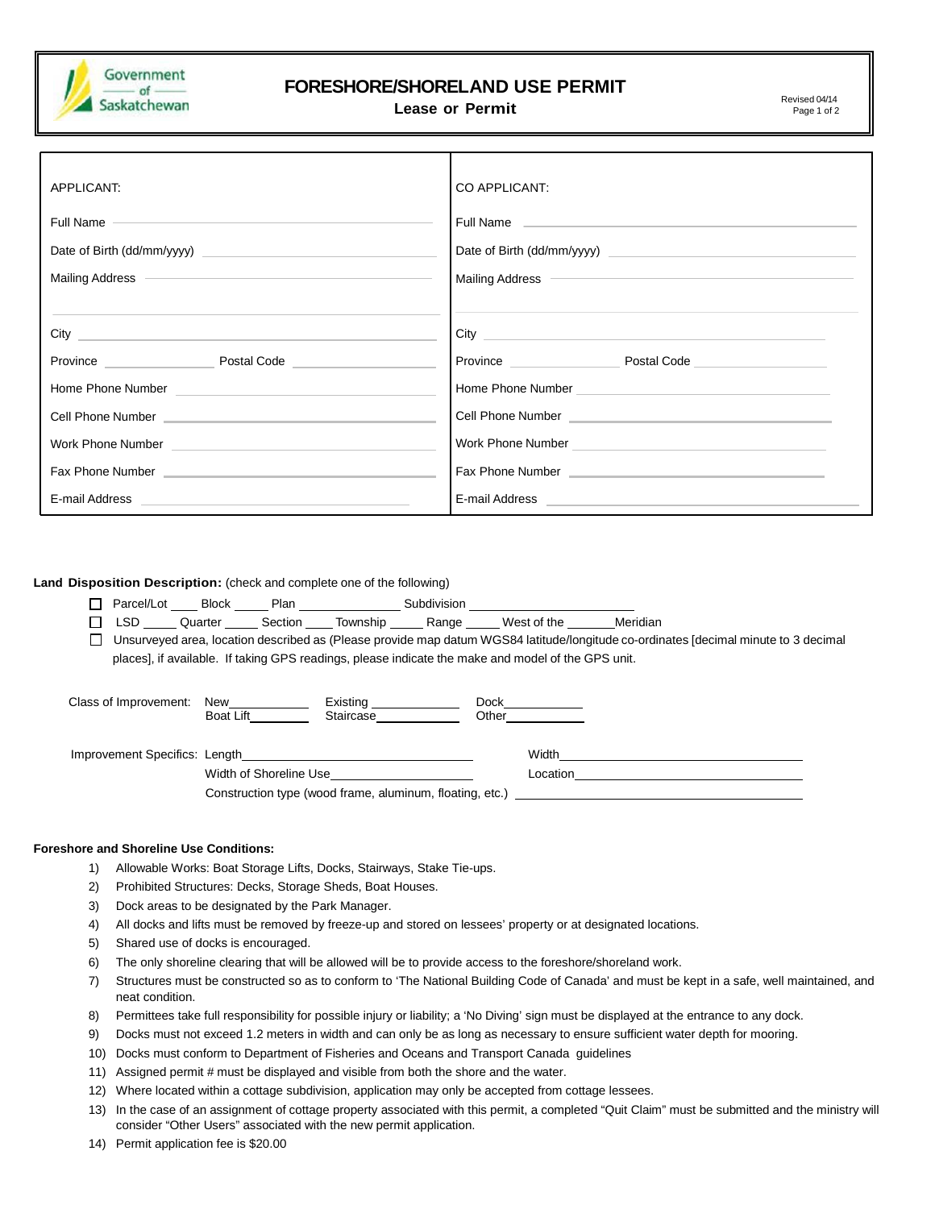Government of Saskatchewan

# FORESHORE/SHORELAND USE PERMIT

**Lease or Permit**

Revised 04/14

| APPLICANT: | CO APPLICANT: |
|---|---|
| Full Name ______ | Full Name ______ |
| Date of Birth (dd/mm/yyyy) ______ | Date of Birth (dd/mm/yyyy) ______ |
| Mailing Address ______ | Mailing Address ______ |
| City ______ | City ______ |
| Province ______ Postal Code ______ | Province ______ Postal Code ______ |
| Home Phone Number ______ | Home Phone Number ______ |
| Cell Phone Number ______ | Cell Phone Number ______ |
| Work Phone Number ______ | Work Phone Number ______ |
| Fax Phone Number ______ | Fax Phone Number ______ |
| E-mail Address ______ | E-mail Address ______ |

**Land Disposition Description:** (check and complete one of the following)

- ☐ Parcel/Lot ____ Block _____ Plan ______________ Subdivision ______________________
- ☐ LSD _____ Quarter _____ Section ____ Township _____ Range _____ West of the _______Meridian
- ☐ Unsurveyed area, location described as (Please provide map datum WGS84 latitude/longitude co-ordinates [decimal minute to 3 decimal places], if available. If taking GPS readings, please indicate the make and model of the GPS unit.

Class of Improvement: New___________ Existing ____________ Dock___________
Boat Lift________ Staircase___________ Other___________

Improvement Specifics: Length________________________________ Width________________________________
Width of Shoreline Use____________________ Location________________________________
Construction type (wood frame, aluminum, floating, etc.) ________________________________

**Foreshore and Shoreline Use Conditions:**

1) Allowable Works: Boat Storage Lifts, Docks, Stairways, Stake Tie-ups.
2) Prohibited Structures: Decks, Storage Sheds, Boat Houses.
3) Dock areas to be designated by the Park Manager.
4) All docks and lifts must be removed by freeze-up and stored on lessees' property or at designated locations.
5) Shared use of docks is encouraged.
6) The only shoreline clearing that will be allowed will be to provide access to the foreshore/shoreland work.
7) Structures must be constructed so as to conform to 'The National Building Code of Canada' and must be kept in a safe, well maintained, and neat condition.
8) Permittees take full responsibility for possible injury or liability; a 'No Diving' sign must be displayed at the entrance to any dock.
9) Docks must not exceed 1.2 meters in width and can only be as long as necessary to ensure sufficient water depth for mooring.
10) Docks must conform to Department of Fisheries and Oceans and Transport Canada guidelines
11) Assigned permit # must be displayed and visible from both the shore and the water.
12) Where located within a cottage subdivision, application may only be accepted from cottage lessees.
13) In the case of an assignment of cottage property associated with this permit, a completed "Quit Claim" must be submitted and the ministry will consider "Other Users" associated with the new permit application.
14) Permit application fee is $20.00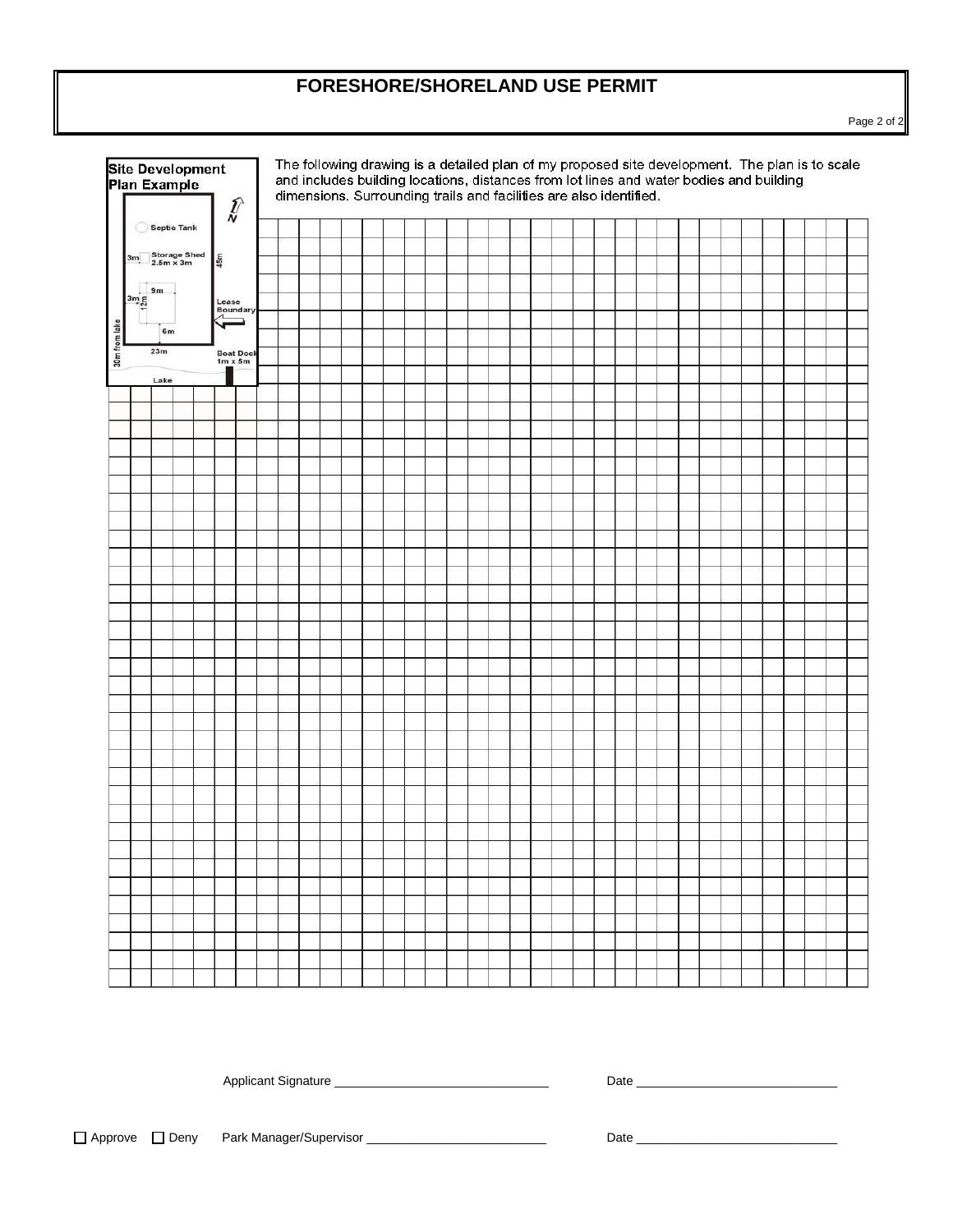# FORESHORE/SHORELAND USE PERMIT

**Site Development Plan Example**

Septic Tank

3m

Storage Shed 2.5m x 3m

45m

9m

3m

12m

Lease Boundary

6m

30m from lake

23m

Boat Dock 1m x 5m

Lake

N

The following drawing is a detailed plan of my proposed site development. The plan is to scale and includes building locations, distances from lot lines and water bodies and building dimensions. Surrounding trails and facilities are also identified.

Applicant Signature ______________________________ Date ____________________________

☐ Approve ☐ Deny Park Manager/Supervisor _________________________ Date ____________________________